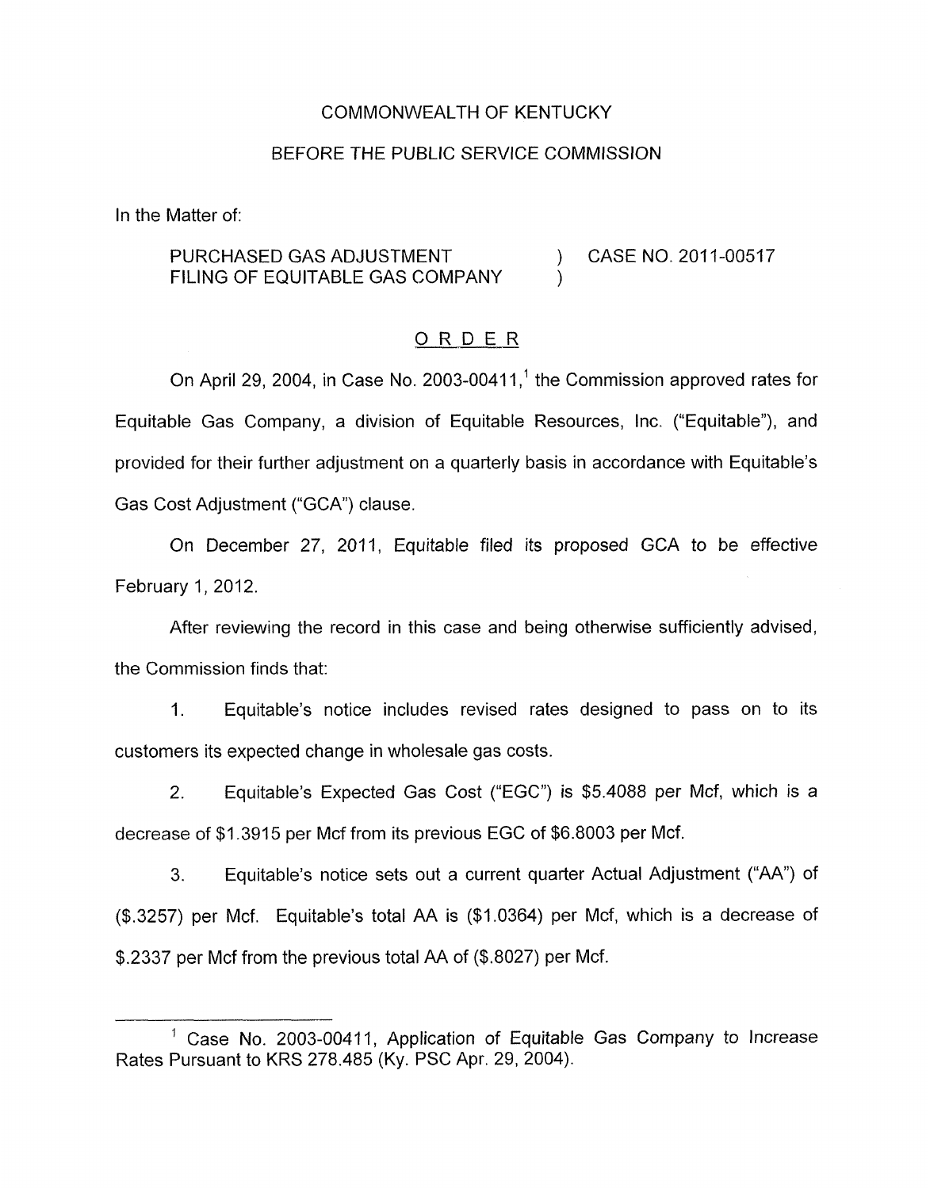COMMONWEALTH OF KENTUCKY

BEFORE THE PUBLIC SERVICE COMMISSION

In the Matter of:

PURCHASED GAS ADJUSTMENT FILING OF EQUITABLE GAS COMPANY ) CASE NO. 2011-00517

# ORDER

On April 29, 2004, in Case No. 2003-00411,[1] the Commission approved rates for Equitable Gas Company, a division of Equitable Resources, Inc. ("Equitable"), and provided for their further adjustment on a quarterly basis in accordance with Equitable's Gas Cost Adjustment ("GCA") clause.

On December 27, 2011, Equitable filed its proposed GCA to be effective February 1, 2012.

After reviewing the record in this case and being otherwise sufficiently advised, the Commission finds that:

1. Equitable's notice includes revised rates designed to pass on to its customers its expected change in wholesale gas costs.

2. Equitable's Expected Gas Cost ("EGC") is $5.4088 per Mcf, which is a decrease of $1.3915 per Mcf from its previous EGC of $6.8003 per Mcf.

3. Equitable's notice sets out a current quarter Actual Adjustment ("AA") of ($.3257) per Mcf. Equitable's total AA is ($1.0364) per Mcf, which is a decrease of $.2337 per Mcf from the previous total AA of ($.8027) per Mcf.

---

[1] Case No. 2003-00411, Application of Equitable Gas Company to Increase Rates Pursuant to KRS 278.485 (Ky. PSC Apr. 29, 2004).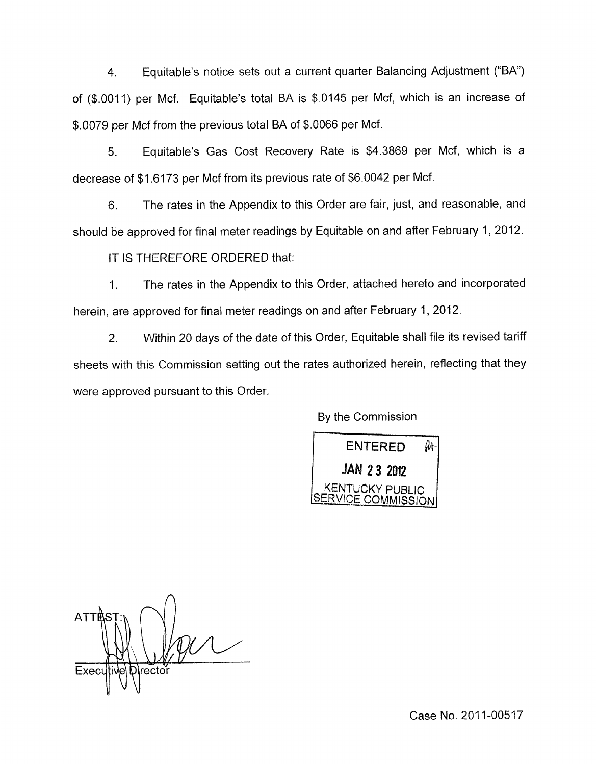4. Equitable's notice sets out a current quarter Balancing Adjustment ("BA") of ($.0011) per Mcf. Equitable's total BA is $.0145 per Mcf, which is an increase of $.0079 per Mcf from the previous total BA of $.0066 per Mcf.

5. Equitable's Gas Cost Recovery Rate is $4.3869 per Mcf, which is a decrease of $1.6173 per Mcf from its previous rate of $6.0042 per Mcf.

6. The rates in the Appendix to this Order are fair, just, and reasonable, and should be approved for final meter readings by Equitable on and after February 1, 2012.

IT IS THEREFORE ORDERED that:

1. The rates in the Appendix to this Order, attached hereto and incorporated herein, are approved for final meter readings on and after February 1, 2012.

2. Within 20 days of the date of this Order, Equitable shall file its revised tariff sheets with this Commission setting out the rates authorized herein, reflecting that they were approved pursuant to this Order.

By the Commission

ENTERED
JAN 23 2012
KENTUCKY PUBLIC SERVICE COMMISSION

ATTEST:

Executive Director

Case No. 2011-00517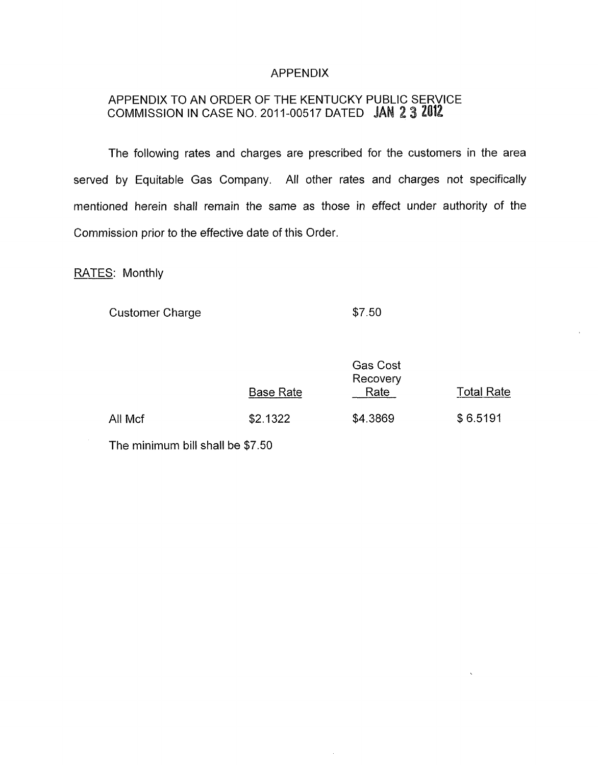# APPENDIX

## APPENDIX TO AN ORDER OF THE KENTUCKY PUBLIC SERVICE COMMISSION IN CASE NO. 2011-00517 DATED JAN 23 2012

The following rates and charges are prescribed for the customers in the area served by Equitable Gas Company. All other rates and charges not specifically mentioned herein shall remain the same as those in effect under authority of the Commission prior to the effective date of this Order.

RATES: Monthly

Customer Charge $7.50

| | Base Rate | Gas Cost Recovery Rate | Total Rate |
|---|---|---|---|
| All Mcf | $2.1322 | $4.3869 | $ 6.5191 |

The minimum bill shall be $7.50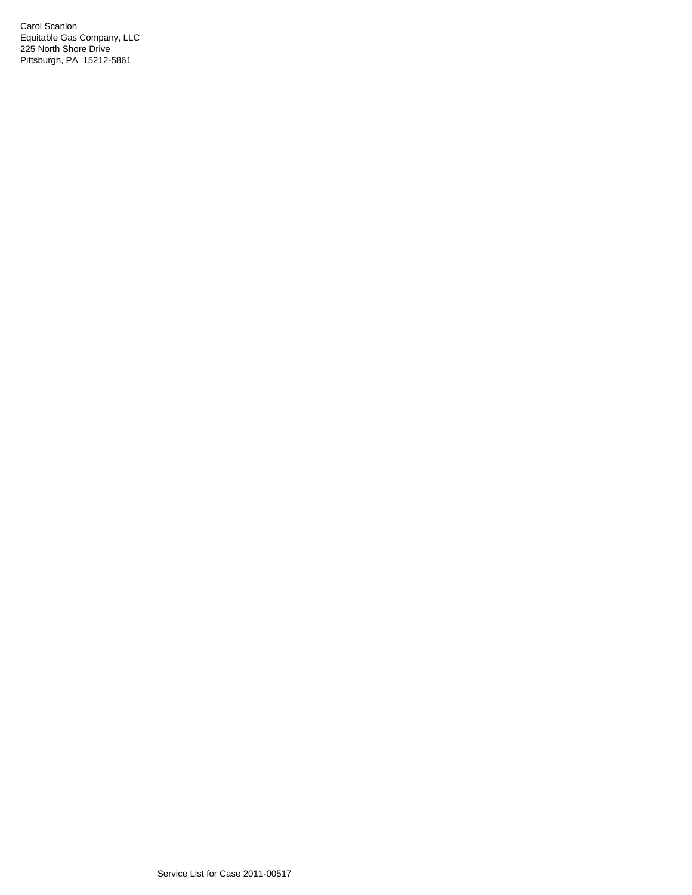Carol Scanlon
Equitable Gas Company, LLC
225 North Shore Drive
Pittsburgh, PA  15212-5861